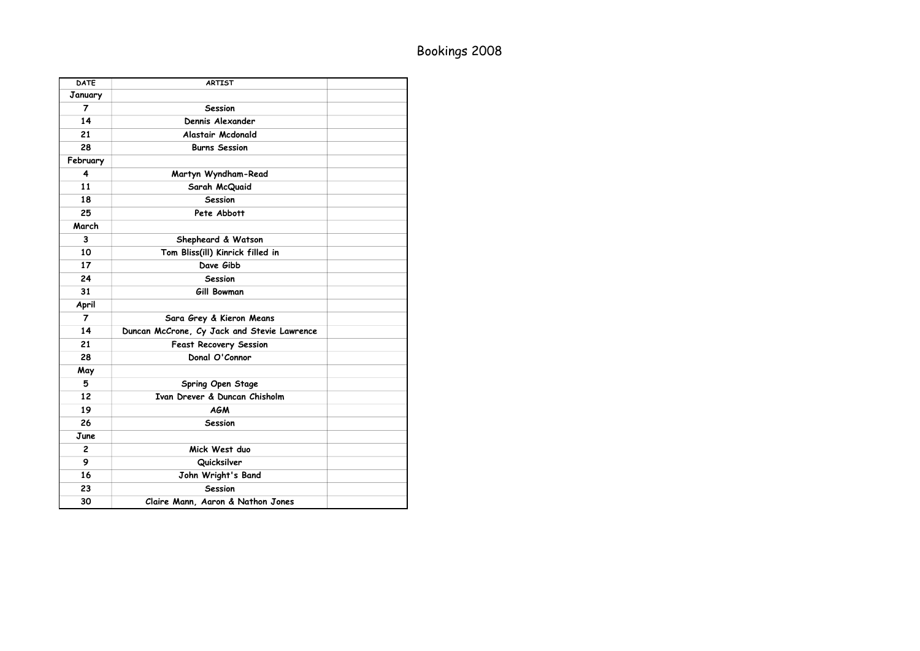# Bookings 2008

| DATE | ARTIST | |
|---|---|---|
| **January** | | |
| 7 | Session | |
| 14 | Dennis Alexander | |
| 21 | Alastair Mcdonald | |
| 28 | Burns Session | |
| **February** | | |
| 4 | Martyn Wyndham-Read | |
| 11 | Sarah McQuaid | |
| 18 | Session | |
| 25 | Pete Abbott | |
| **March** | | |
| 3 | Shepheard & Watson | |
| 10 | Tom Bliss(ill) Kinrick filled in | |
| 17 | Dave Gibb | |
| 24 | Session | |
| 31 | Gill Bowman | |
| **April** | | |
| 7 | Sara Grey & Kieron Means | |
| 14 | Duncan McCrone, Cy Jack and Stevie Lawrence | |
| 21 | Feast Recovery Session | |
| 28 | Donal O'Connor | |
| **May** | | |
| 5 | Spring Open Stage | |
| 12 | Ivan Drever & Duncan Chisholm | |
| 19 | AGM | |
| 26 | Session | |
| **June** | | |
| 2 | Mick West duo | |
| 9 | Quicksilver | |
| 16 | John Wright's Band | |
| 23 | Session | |
| 30 | Claire Mann, Aaron & Nathon Jones | |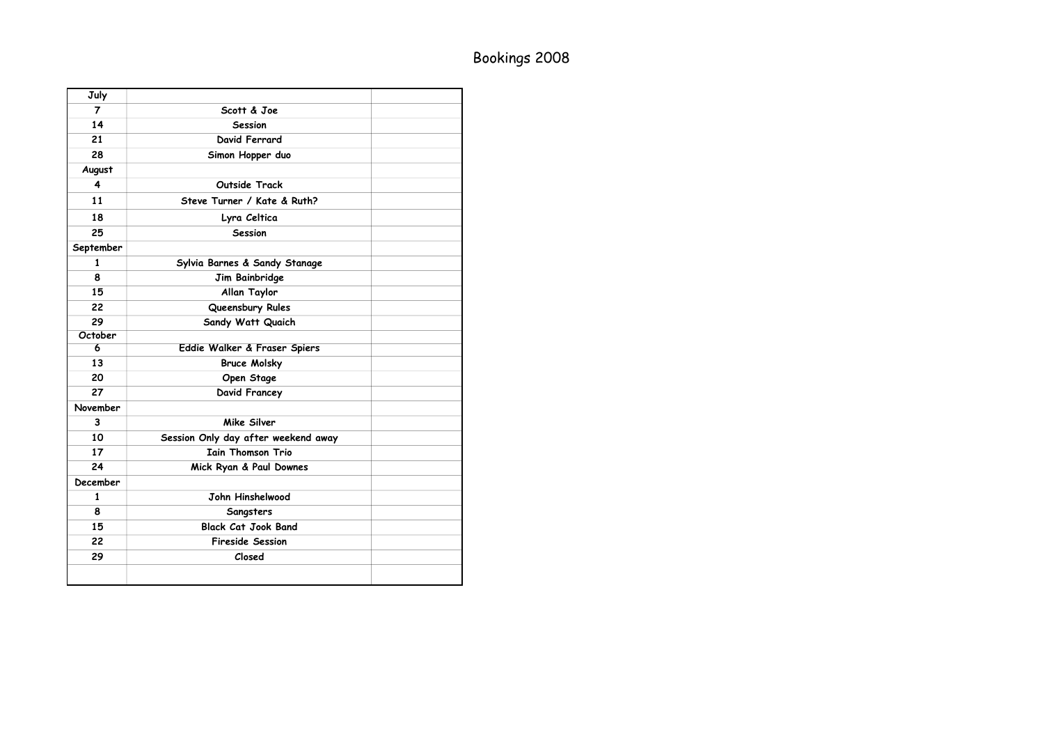# Bookings 2008

| | | |
|---|---|---|
| July | | |
| 7 | Scott & Joe | |
| 14 | Session | |
| 21 | David Ferrard | |
| 28 | Simon Hopper duo | |
| August | | |
| 4 | Outside Track | |
| 11 | Steve Turner / Kate & Ruth? | |
| 18 | Lyra Celtica | |
| 25 | Session | |
| September | | |
| 1 | Sylvia Barnes & Sandy Stanage | |
| 8 | Jim Bainbridge | |
| 15 | Allan Taylor | |
| 22 | Queensbury Rules | |
| 29 | Sandy Watt Quaich | |
| October | | |
| 6 | Eddie Walker & Fraser Spiers | |
| 13 | Bruce Molsky | |
| 20 | Open Stage | |
| 27 | David Francey | |
| November | | |
| 3 | Mike Silver | |
| 10 | Session Only day after weekend away | |
| 17 | Iain Thomson Trio | |
| 24 | Mick Ryan & Paul Downes | |
| December | | |
| 1 | John Hinshelwood | |
| 8 | Sangsters | |
| 15 | Black Cat Jook Band | |
| 22 | Fireside Session | |
| 29 | Closed | |
| | | |